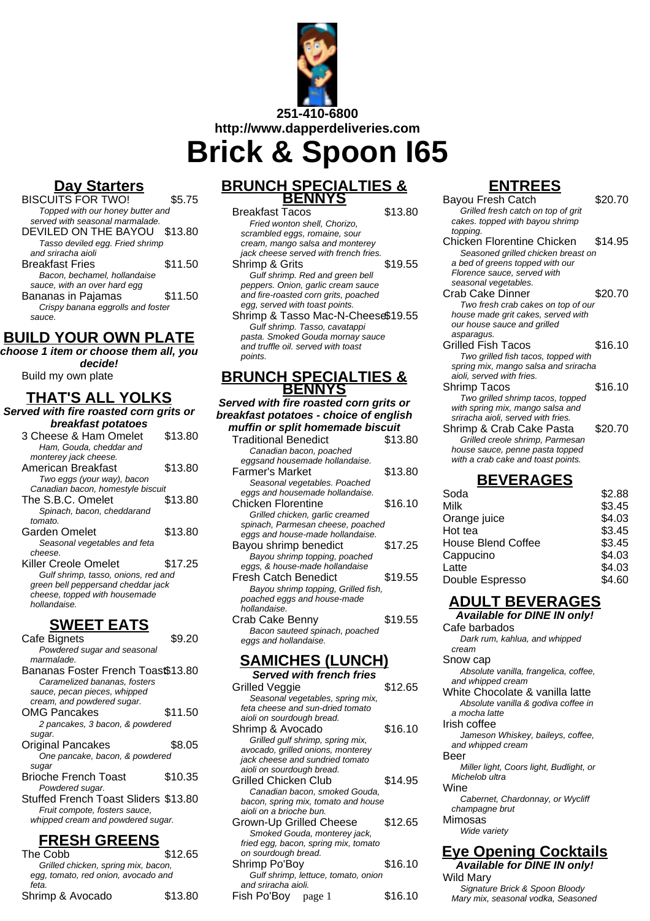**251-410-6800**
**http://www.dapperdeliveries.com**

# Brick & Spoon I65

## Day Starters

BISCUITS FOR TWO! $5.75
*Topped with our honey butter and served with seasonal marmalade.*

DEVILED ON THE BAYOU $13.80
*Tasso deviled egg. Fried shrimp and sriracha aioli*

Breakfast Fries $11.50
*Bacon, bechamel, hollandaise sauce, with an over hard egg*

Bananas in Pajamas $11.50
*Crispy banana eggrolls and foster sauce.*

## BUILD YOUR OWN PLATE

***choose 1 item or choose them all, you decide!***

Build my own plate

## THAT'S ALL YOLKS

***Served with fire roasted corn grits or breakfast potatoes***

3 Cheese & Ham Omelet $13.80
*Ham, Gouda, cheddar and monterey jack cheese.*

American Breakfast $13.80
*Two eggs (your way), bacon Canadian bacon, homestyle biscuit*

The S.B.C. Omelet $13.80
*Spinach, bacon, cheddarand tomato.*

Garden Omelet $13.80
*Seasonal vegetables and feta cheese.*

Killer Creole Omelet $17.25
*Gulf shrimp, tasso, onions, red and green bell peppersand cheddar jack cheese, topped with housemade hollandaise.*

## SWEET EATS

Cafe Bignets $9.20
*Powdered sugar and seasonal marmalade.*

Bananas Foster French Toast $13.80
*Caramelized bananas, fosters sauce, pecan pieces, whipped cream, and powdered sugar.*

OMG Pancakes $11.50
*2 pancakes, 3 bacon, & powdered sugar.*

Original Pancakes $8.05
*One pancake, bacon, & powdered sugar*

Brioche French Toast $10.35
*Powdered sugar.*

Stuffed French Toast Sliders $13.80
*Fruit compote, fosters sauce, whipped cream and powdered sugar.*

## FRESH GREENS

The Cobb $12.65
*Grilled chicken, spring mix, bacon, egg, tomato, red onion, avocado and feta.*

Shrimp & Avocado $13.80

## BRUNCH SPECIALTIES & BENNYS

Breakfast Tacos $13.80
*Fried wonton shell, Chorizo, scrambled eggs, romaine, sour cream, mango salsa and monterey jack cheese served with french fries.*

Shrimp & Grits $19.55
*Gulf shrimp. Red and green bell peppers. Onion, garlic cream sauce and fire-roasted corn grits, poached egg, served with toast points.*

Shrimp & Tasso Mac-N-Cheese $19.55
*Gulf shrimp. Tasso, cavatappi pasta. Smoked Gouda mornay sauce and truffle oil. served with toast points.*

## BRUNCH SPECIALTIES & BENNYS

***Served with fire roasted corn grits or breakfast potatoes - choice of english muffin or split homemade biscuit***

Traditional Benedict $13.80
*Canadian bacon, poached eggsand housemade hollandaise.*

Farmer's Market $13.80
*Seasonal vegetables. Poached eggs and housemade hollandaise.*

Chicken Florentine $16.10
*Grilled chicken, garlic creamed spinach, Parmesan cheese, poached eggs and house-made hollandaise.*

Bayou shrimp benedict $17.25
*Bayou shrimp topping, poached eggs, & house-made hollandaise*

Fresh Catch Benedict $19.55
*Bayou shrimp topping, Grilled fish, poached eggs and house-made hollandaise.*

Crab Cake Benny $19.55
*Bacon sauteed spinach, poached eggs and hollandaise.*

## SAMICHES (LUNCH)

***Served with french fries***

Grilled Veggie $12.65
*Seasonal vegetables, spring mix, feta cheese and sun-dried tomato aioli on sourdough bread.*

Shrimp & Avocado $16.10
*Grilled gulf shrimp, spring mix, avocado, grilled onions, monterey jack cheese and sundried tomato aioli on sourdough bread.*

Grilled Chicken Club $14.95
*Canadian bacon, smoked Gouda, bacon, spring mix, tomato and house aioli on a brioche bun.*

Grown-Up Grilled Cheese $12.65
*Smoked Gouda, monterey jack, fried egg, bacon, spring mix, tomato on sourdough bread.*

Shrimp Po'Boy $16.10
*Gulf shrimp, lettuce, tomato, onion and sriracha aioli.*

Fish Po'Boy $16.10

## ENTREES

Bayou Fresh Catch $20.70
*Grilled fresh catch on top of grit cakes. topped with bayou shrimp topping.*

Chicken Florentine Chicken $14.95
*Seasoned grilled chicken breast on a bed of greens topped with our Florence sauce, served with seasonal vegetables.*

Crab Cake Dinner $20.70
*Two fresh crab cakes on top of our house made grit cakes, served with our house sauce and grilled asparagus.*

Grilled Fish Tacos $16.10
*Two grilled fish tacos, topped with spring mix, mango salsa and sriracha aioli, served with fries.*

Shrimp Tacos $16.10
*Two grilled shrimp tacos, topped with spring mix, mango salsa and sriracha aioli, served with fries.*

Shrimp & Crab Cake Pasta $20.70
*Grilled creole shrimp, Parmesan house sauce, penne pasta topped with a crab cake and toast points.*

## BEVERAGES

| Item | Price |
|---|---|
| Soda | $2.88 |
| Milk | $3.45 |
| Orange juice | $4.03 |
| Hot tea | $3.45 |
| House Blend Coffee | $3.45 |
| Cappucino | $4.03 |
| Latte | $4.03 |
| Double Espresso | $4.60 |

## ADULT BEVERAGES

***Available for DINE IN only!***

Cafe barbados
*Dark rum, kahlua, and whipped cream*

Snow cap
*Absolute vanilla, frangelica, coffee, and whipped cream*

White Chocolate & vanilla latte
*Absolute vanilla & godiva coffee in a mocha latte*

Irish coffee
*Jameson Whiskey, baileys, coffee, and whipped cream*

Beer
*Miller light, Coors light, Budlight, or Michelob ultra*

Wine
*Cabernet, Chardonnay, or Wycliff champagne brut*

Mimosas
*Wide variety*

## Eye Opening Cocktails

***Available for DINE IN only!***

Wild Mary
*Signature Brick & Spoon Bloody Mary mix, seasonal vodka, Seasoned*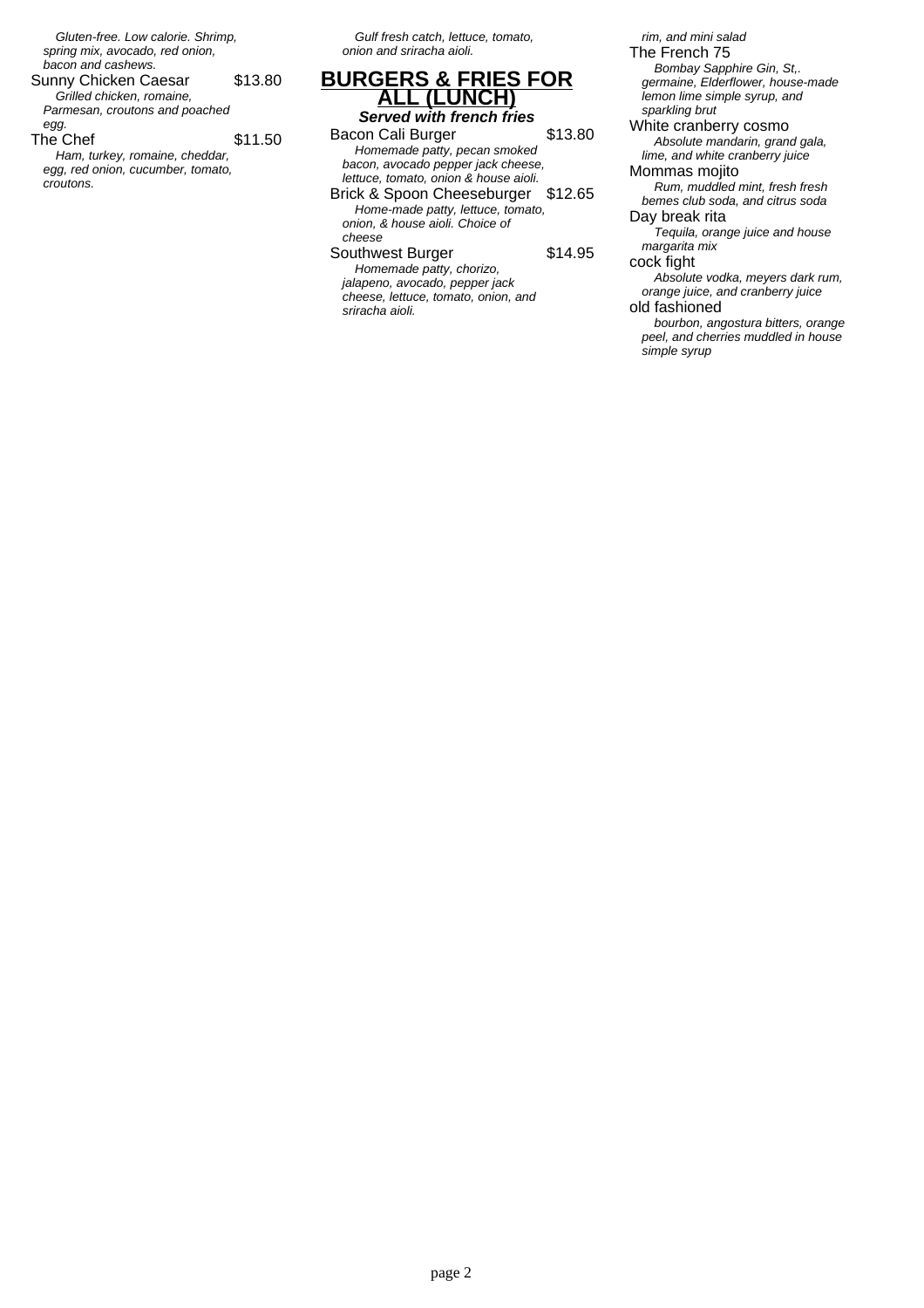*Gluten-free. Low calorie. Shrimp, spring mix, avocado, red onion, bacon and cashews.*

Sunny Chicken Caesar $13.80

*Grilled chicken, romaine, Parmesan, croutons and poached egg.*

The Chef $11.50

*Ham, turkey, romaine, cheddar, egg, red onion, cucumber, tomato, croutons.*

*Gulf fresh catch, lettuce, tomato, onion and sriracha aioli.*

## BURGERS & FRIES FOR ALL (LUNCH)

***Served with french fries***

Bacon Cali Burger $13.80

*Homemade patty, pecan smoked bacon, avocado pepper jack cheese, lettuce, tomato, onion & house aioli.*

Brick & Spoon Cheeseburger $12.65

*Home-made patty, lettuce, tomato, onion, & house aioli. Choice of cheese*

Southwest Burger $14.95

*Homemade patty, chorizo, jalapeno, avocado, pepper jack cheese, lettuce, tomato, onion, and sriracha aioli.*

*rim, and mini salad*

The French 75

*Bombay Sapphire Gin, St,. germaine, Elderflower, house-made lemon lime simple syrup, and sparkling brut*

White cranberry cosmo

*Absolute mandarin, grand gala, lime, and white cranberry juice*

Mommas mojito

*Rum, muddled mint, fresh fresh bemes club soda, and citrus soda*

Day break rita

*Tequila, orange juice and house margarita mix*

cock fight

*Absolute vodka, meyers dark rum, orange juice, and cranberry juice*

old fashioned

*bourbon, angostura bitters, orange peel, and cherries muddled in house simple syrup*